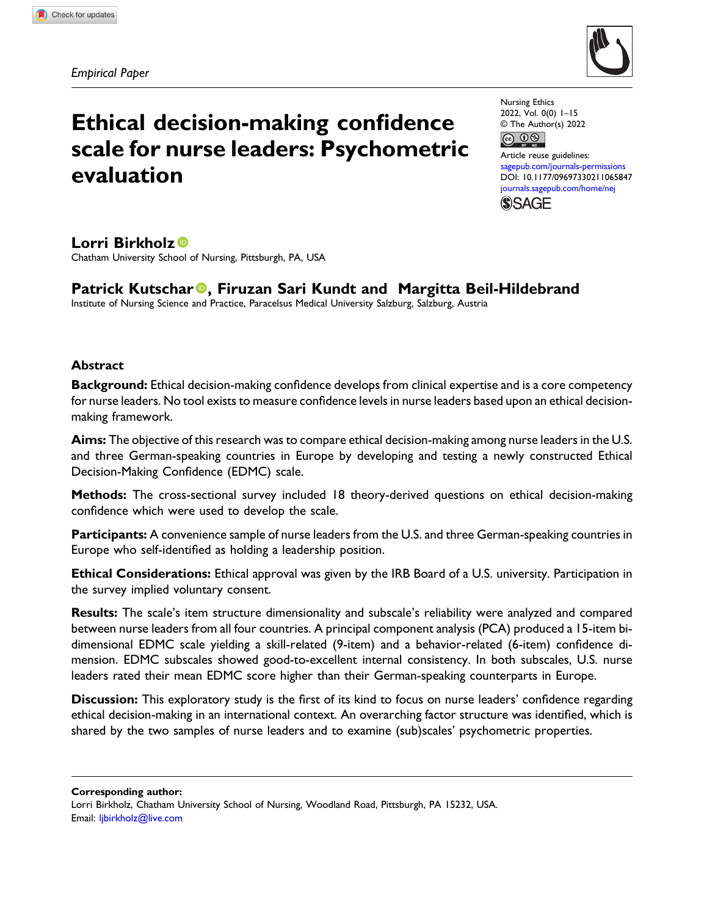*Empirical Paper*

# Ethical decision-making confidence scale for nurse leaders: Psychometric evaluation

Nursing Ethics
2022, Vol. 0(0) 1–15
© The Author(s) 2022
Article reuse guidelines: sagepub.com/journals-permissions
DOI: 10.1177/09697330211065847
journals.sagepub.com/home/nej

**Lorri Birkholz**
Chatham University School of Nursing, Pittsburgh, PA, USA

**Patrick Kutschar, Firuzan Sari Kundt and Margitta Beil-Hildebrand**
Institute of Nursing Science and Practice, Paracelsus Medical University Salzburg, Salzburg, Austria

## Abstract

**Background:** Ethical decision-making confidence develops from clinical expertise and is a core competency for nurse leaders. No tool exists to measure confidence levels in nurse leaders based upon an ethical decision-making framework.

**Aims:** The objective of this research was to compare ethical decision-making among nurse leaders in the U.S. and three German-speaking countries in Europe by developing and testing a newly constructed Ethical Decision-Making Confidence (EDMC) scale.

**Methods:** The cross-sectional survey included 18 theory-derived questions on ethical decision-making confidence which were used to develop the scale.

**Participants:** A convenience sample of nurse leaders from the U.S. and three German-speaking countries in Europe who self-identified as holding a leadership position.

**Ethical Considerations:** Ethical approval was given by the IRB Board of a U.S. university. Participation in the survey implied voluntary consent.

**Results:** The scale's item structure dimensionality and subscale's reliability were analyzed and compared between nurse leaders from all four countries. A principal component analysis (PCA) produced a 15-item bi-dimensional EDMC scale yielding a skill-related (9-item) and a behavior-related (6-item) confidence dimension. EDMC subscales showed good-to-excellent internal consistency. In both subscales, U.S. nurse leaders rated their mean EDMC score higher than their German-speaking counterparts in Europe.

**Discussion:** This exploratory study is the first of its kind to focus on nurse leaders' confidence regarding ethical decision-making in an international context. An overarching factor structure was identified, which is shared by the two samples of nurse leaders and to examine (sub)scales' psychometric properties.

---

**Corresponding author:**
Lorri Birkholz, Chatham University School of Nursing, Woodland Road, Pittsburgh, PA 15232, USA.
Email: ljbirkholz@live.com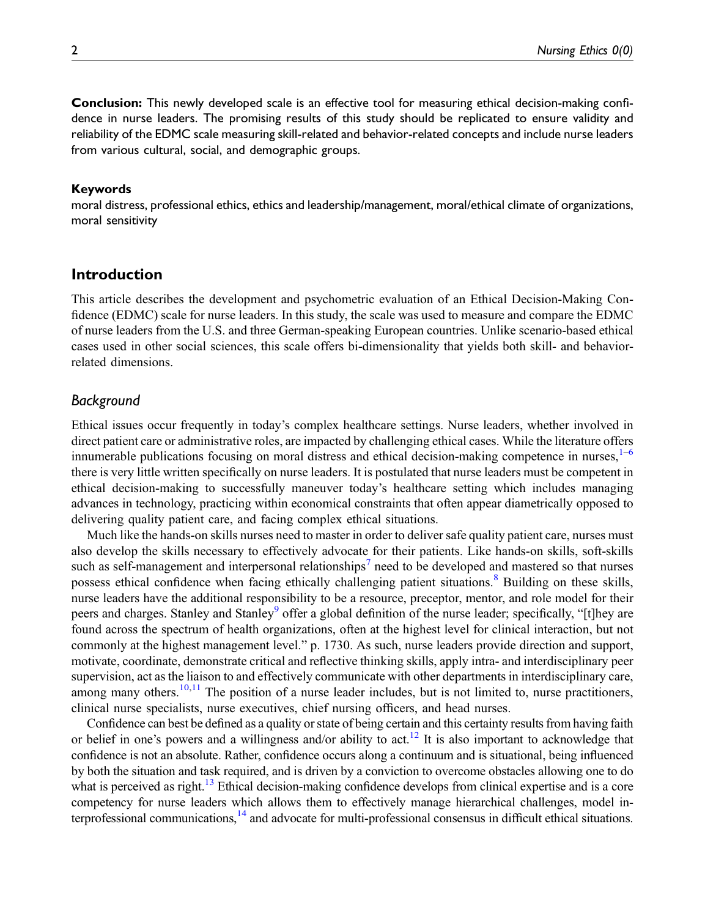**Conclusion:** This newly developed scale is an effective tool for measuring ethical decision-making confidence in nurse leaders. The promising results of this study should be replicated to ensure validity and reliability of the EDMC scale measuring skill-related and behavior-related concepts and include nurse leaders from various cultural, social, and demographic groups.

**Keywords**

moral distress, professional ethics, ethics and leadership/management, moral/ethical climate of organizations, moral sensitivity

## Introduction

This article describes the development and psychometric evaluation of an Ethical Decision-Making Confidence (EDMC) scale for nurse leaders. In this study, the scale was used to measure and compare the EDMC of nurse leaders from the U.S. and three German-speaking European countries. Unlike scenario-based ethical cases used in other social sciences, this scale offers bi-dimensionality that yields both skill- and behavior-related dimensions.

### *Background*

Ethical issues occur frequently in today's complex healthcare settings. Nurse leaders, whether involved in direct patient care or administrative roles, are impacted by challenging ethical cases. While the literature offers innumerable publications focusing on moral distress and ethical decision-making competence in nurses,[1–6] there is very little written specifically on nurse leaders. It is postulated that nurse leaders must be competent in ethical decision-making to successfully maneuver today's healthcare setting which includes managing advances in technology, practicing within economical constraints that often appear diametrically opposed to delivering quality patient care, and facing complex ethical situations.

Much like the hands-on skills nurses need to master in order to deliver safe quality patient care, nurses must also develop the skills necessary to effectively advocate for their patients. Like hands-on skills, soft-skills such as self-management and interpersonal relationships[7] need to be developed and mastered so that nurses possess ethical confidence when facing ethically challenging patient situations.[8] Building on these skills, nurse leaders have the additional responsibility to be a resource, preceptor, mentor, and role model for their peers and charges. Stanley and Stanley[9] offer a global definition of the nurse leader; specifically, "[t]hey are found across the spectrum of health organizations, often at the highest level for clinical interaction, but not commonly at the highest management level." p. 1730. As such, nurse leaders provide direction and support, motivate, coordinate, demonstrate critical and reflective thinking skills, apply intra- and interdisciplinary peer supervision, act as the liaison to and effectively communicate with other departments in interdisciplinary care, among many others.[10,11] The position of a nurse leader includes, but is not limited to, nurse practitioners, clinical nurse specialists, nurse executives, chief nursing officers, and head nurses.

Confidence can best be defined as a quality or state of being certain and this certainty results from having faith or belief in one's powers and a willingness and/or ability to act.[12] It is also important to acknowledge that confidence is not an absolute. Rather, confidence occurs along a continuum and is situational, being influenced by both the situation and task required, and is driven by a conviction to overcome obstacles allowing one to do what is perceived as right.[13] Ethical decision-making confidence develops from clinical expertise and is a core competency for nurse leaders which allows them to effectively manage hierarchical challenges, model interprofessional communications,[14] and advocate for multi-professional consensus in difficult ethical situations.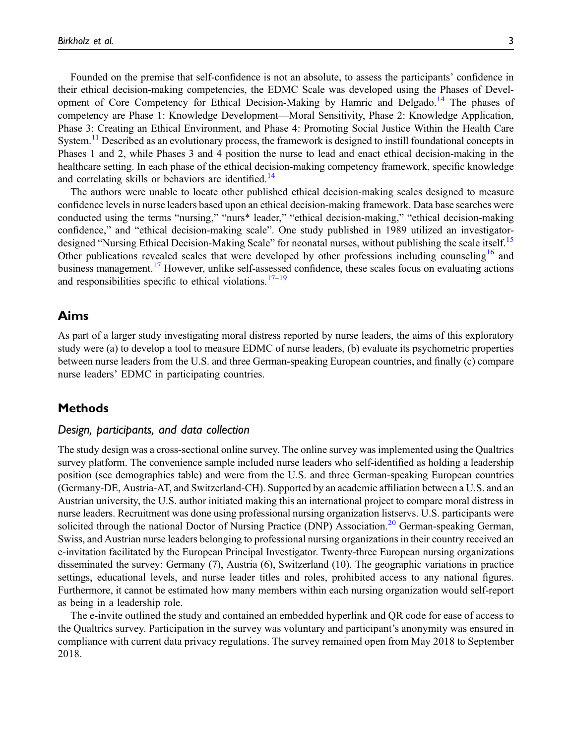Founded on the premise that self-confidence is not an absolute, to assess the participants' confidence in their ethical decision-making competencies, the EDMC Scale was developed using the Phases of Development of Core Competency for Ethical Decision-Making by Hamric and Delgado.[14] The phases of competency are Phase 1: Knowledge Development—Moral Sensitivity, Phase 2: Knowledge Application, Phase 3: Creating an Ethical Environment, and Phase 4: Promoting Social Justice Within the Health Care System.[11] Described as an evolutionary process, the framework is designed to instill foundational concepts in Phases 1 and 2, while Phases 3 and 4 position the nurse to lead and enact ethical decision-making in the healthcare setting. In each phase of the ethical decision-making competency framework, specific knowledge and correlating skills or behaviors are identified.[14]

The authors were unable to locate other published ethical decision-making scales designed to measure confidence levels in nurse leaders based upon an ethical decision-making framework. Data base searches were conducted using the terms "nursing," "nurs* leader," "ethical decision-making," "ethical decision-making confidence," and "ethical decision-making scale". One study published in 1989 utilized an investigator-designed "Nursing Ethical Decision-Making Scale" for neonatal nurses, without publishing the scale itself.[15] Other publications revealed scales that were developed by other professions including counseling[16] and business management.[17] However, unlike self-assessed confidence, these scales focus on evaluating actions and responsibilities specific to ethical violations.[17–19]

## Aims

As part of a larger study investigating moral distress reported by nurse leaders, the aims of this exploratory study were (a) to develop a tool to measure EDMC of nurse leaders, (b) evaluate its psychometric properties between nurse leaders from the U.S. and three German-speaking European countries, and finally (c) compare nurse leaders' EDMC in participating countries.

## Methods

### *Design, participants, and data collection*

The study design was a cross-sectional online survey. The online survey was implemented using the Qualtrics survey platform. The convenience sample included nurse leaders who self-identified as holding a leadership position (see demographics table) and were from the U.S. and three German-speaking European countries (Germany-DE, Austria-AT, and Switzerland-CH). Supported by an academic affiliation between a U.S. and an Austrian university, the U.S. author initiated making this an international project to compare moral distress in nurse leaders. Recruitment was done using professional nursing organization listservs. U.S. participants were solicited through the national Doctor of Nursing Practice (DNP) Association.[20] German-speaking German, Swiss, and Austrian nurse leaders belonging to professional nursing organizations in their country received an e-invitation facilitated by the European Principal Investigator. Twenty-three European nursing organizations disseminated the survey: Germany (7), Austria (6), Switzerland (10). The geographic variations in practice settings, educational levels, and nurse leader titles and roles, prohibited access to any national figures. Furthermore, it cannot be estimated how many members within each nursing organization would self-report as being in a leadership role.

The e-invite outlined the study and contained an embedded hyperlink and QR code for ease of access to the Qualtrics survey. Participation in the survey was voluntary and participant's anonymity was ensured in compliance with current data privacy regulations. The survey remained open from May 2018 to September 2018.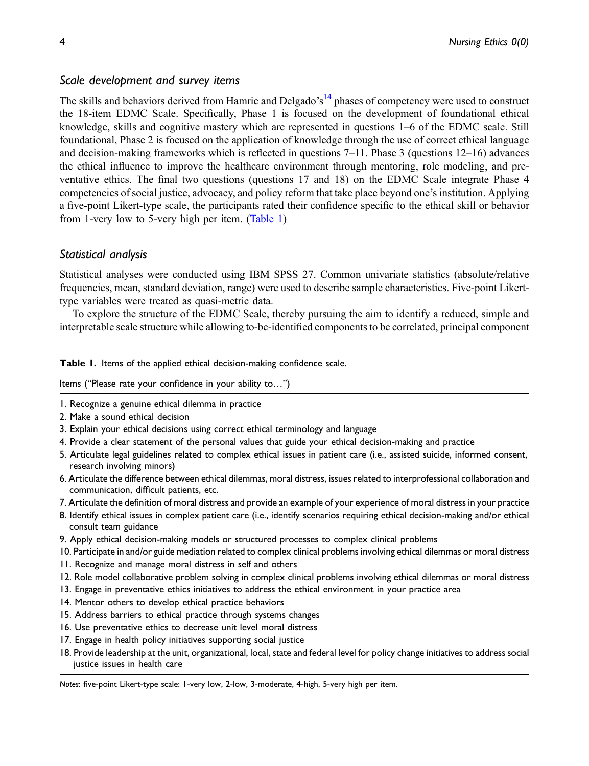### Scale development and survey items

The skills and behaviors derived from Hamric and Delgado's[14] phases of competency were used to construct the 18-item EDMC Scale. Specifically, Phase 1 is focused on the development of foundational ethical knowledge, skills and cognitive mastery which are represented in questions 1–6 of the EDMC scale. Still foundational, Phase 2 is focused on the application of knowledge through the use of correct ethical language and decision-making frameworks which is reflected in questions 7–11. Phase 3 (questions 12–16) advances the ethical influence to improve the healthcare environment through mentoring, role modeling, and preventative ethics. The final two questions (questions 17 and 18) on the EDMC Scale integrate Phase 4 competencies of social justice, advocacy, and policy reform that take place beyond one's institution. Applying a five-point Likert-type scale, the participants rated their confidence specific to the ethical skill or behavior from 1-very low to 5-very high per item. (Table 1)

### Statistical analysis

Statistical analyses were conducted using IBM SPSS 27. Common univariate statistics (absolute/relative frequencies, mean, standard deviation, range) were used to describe sample characteristics. Five-point Likert-type variables were treated as quasi-metric data.

To explore the structure of the EDMC Scale, thereby pursuing the aim to identify a reduced, simple and interpretable scale structure while allowing to-be-identified components to be correlated, principal component

**Table 1.** Items of the applied ethical decision-making confidence scale.

| Items ("Please rate your confidence in your ability to…") |
|---|
| 1. Recognize a genuine ethical dilemma in practice |
| 2. Make a sound ethical decision |
| 3. Explain your ethical decisions using correct ethical terminology and language |
| 4. Provide a clear statement of the personal values that guide your ethical decision-making and practice |
| 5. Articulate legal guidelines related to complex ethical issues in patient care (i.e., assisted suicide, informed consent, research involving minors) |
| 6. Articulate the difference between ethical dilemmas, moral distress, issues related to interprofessional collaboration and communication, difficult patients, etc. |
| 7. Articulate the definition of moral distress and provide an example of your experience of moral distress in your practice |
| 8. Identify ethical issues in complex patient care (i.e., identify scenarios requiring ethical decision-making and/or ethical consult team guidance |
| 9. Apply ethical decision-making models or structured processes to complex clinical problems |
| 10. Participate in and/or guide mediation related to complex clinical problems involving ethical dilemmas or moral distress |
| 11. Recognize and manage moral distress in self and others |
| 12. Role model collaborative problem solving in complex clinical problems involving ethical dilemmas or moral distress |
| 13. Engage in preventative ethics initiatives to address the ethical environment in your practice area |
| 14. Mentor others to develop ethical practice behaviors |
| 15. Address barriers to ethical practice through systems changes |
| 16. Use preventative ethics to decrease unit level moral distress |
| 17. Engage in health policy initiatives supporting social justice |
| 18. Provide leadership at the unit, organizational, local, state and federal level for policy change initiatives to address social justice issues in health care |

*Notes*: five-point Likert-type scale: 1-very low, 2-low, 3-moderate, 4-high, 5-very high per item.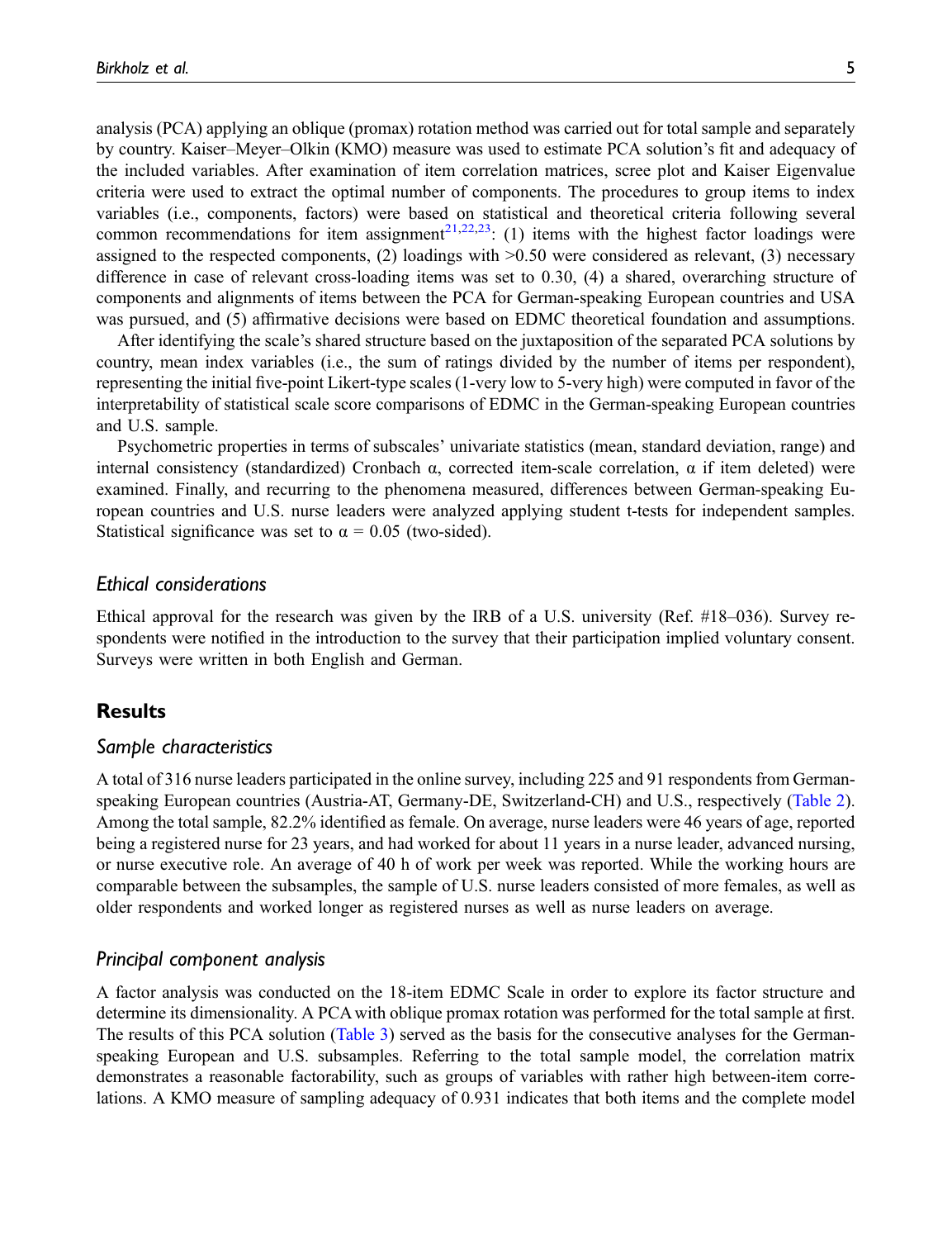analysis (PCA) applying an oblique (promax) rotation method was carried out for total sample and separately by country. Kaiser–Meyer–Olkin (KMO) measure was used to estimate PCA solution's fit and adequacy of the included variables. After examination of item correlation matrices, scree plot and Kaiser Eigenvalue criteria were used to extract the optimal number of components. The procedures to group items to index variables (i.e., components, factors) were based on statistical and theoretical criteria following several common recommendations for item assignment[21,22,23]: (1) items with the highest factor loadings were assigned to the respected components, (2) loadings with >0.50 were considered as relevant, (3) necessary difference in case of relevant cross-loading items was set to 0.30, (4) a shared, overarching structure of components and alignments of items between the PCA for German-speaking European countries and USA was pursued, and (5) affirmative decisions were based on EDMC theoretical foundation and assumptions.

After identifying the scale's shared structure based on the juxtaposition of the separated PCA solutions by country, mean index variables (i.e., the sum of ratings divided by the number of items per respondent), representing the initial five-point Likert-type scales (1-very low to 5-very high) were computed in favor of the interpretability of statistical scale score comparisons of EDMC in the German-speaking European countries and U.S. sample.

Psychometric properties in terms of subscales' univariate statistics (mean, standard deviation, range) and internal consistency (standardized) Cronbach α, corrected item-scale correlation, α if item deleted) were examined. Finally, and recurring to the phenomena measured, differences between German-speaking European countries and U.S. nurse leaders were analyzed applying student t-tests for independent samples. Statistical significance was set to $\alpha = 0.05$ (two-sided).

### *Ethical considerations*

Ethical approval for the research was given by the IRB of a U.S. university (Ref. #18–036). Survey respondents were notified in the introduction to the survey that their participation implied voluntary consent. Surveys were written in both English and German.

## Results

### *Sample characteristics*

A total of 316 nurse leaders participated in the online survey, including 225 and 91 respondents from German-speaking European countries (Austria-AT, Germany-DE, Switzerland-CH) and U.S., respectively (Table 2). Among the total sample, 82.2% identified as female. On average, nurse leaders were 46 years of age, reported being a registered nurse for 23 years, and had worked for about 11 years in a nurse leader, advanced nursing, or nurse executive role. An average of 40 h of work per week was reported. While the working hours are comparable between the subsamples, the sample of U.S. nurse leaders consisted of more females, as well as older respondents and worked longer as registered nurses as well as nurse leaders on average.

### *Principal component analysis*

A factor analysis was conducted on the 18-item EDMC Scale in order to explore its factor structure and determine its dimensionality. A PCA with oblique promax rotation was performed for the total sample at first. The results of this PCA solution (Table 3) served as the basis for the consecutive analyses for the German-speaking European and U.S. subsamples. Referring to the total sample model, the correlation matrix demonstrates a reasonable factorability, such as groups of variables with rather high between-item correlations. A KMO measure of sampling adequacy of 0.931 indicates that both items and the complete model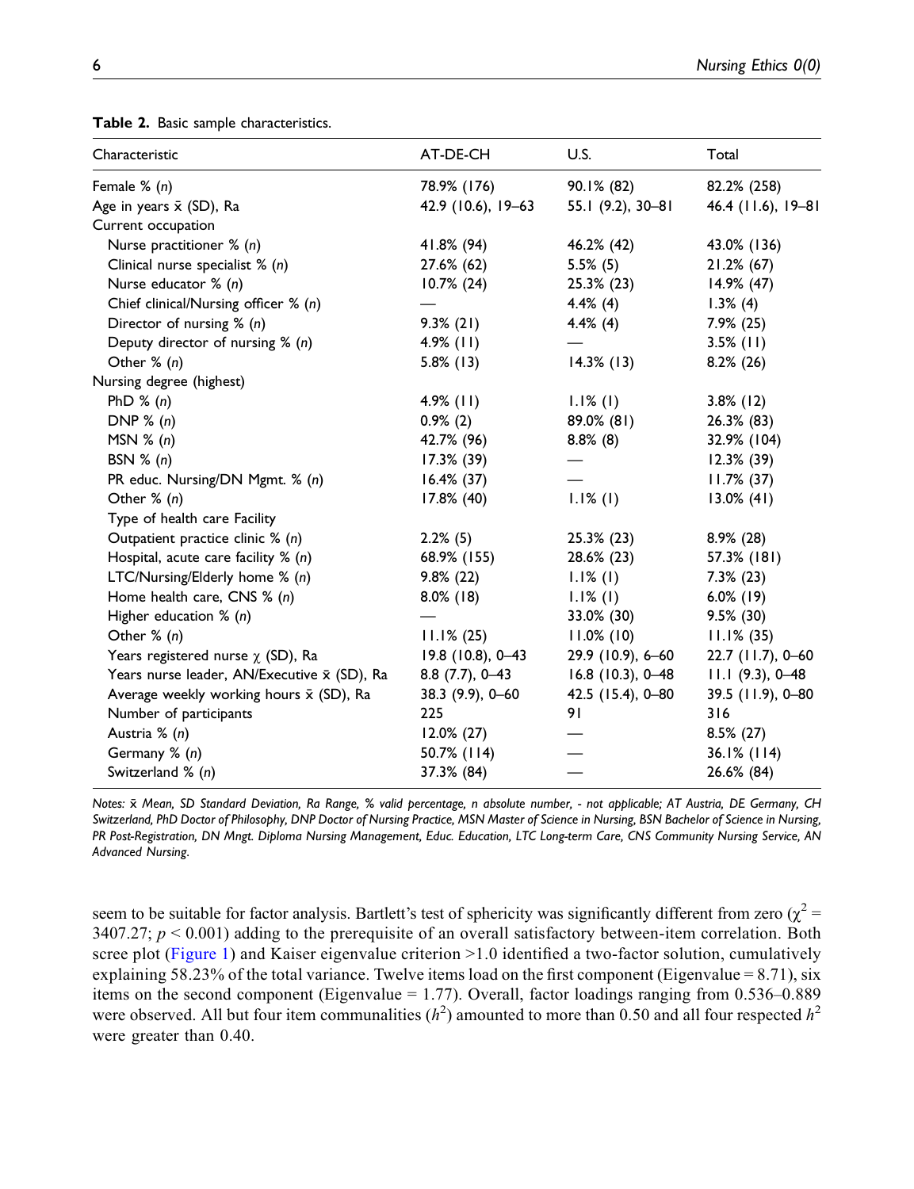**Table 2.** Basic sample characteristics.

| Characteristic | AT-DE-CH | U.S. | Total |
|---|---|---|---|
| Female % (*n*) | 78.9% (176) | 90.1% (82) | 82.2% (258) |
| Age in years x̄ (SD), Ra | 42.9 (10.6), 19–63 | 55.1 (9.2), 30–81 | 46.4 (11.6), 19–81 |
| Current occupation | | | |
| Nurse practitioner % (*n*) | 41.8% (94) | 46.2% (42) | 43.0% (136) |
| Clinical nurse specialist % (*n*) | 27.6% (62) | 5.5% (5) | 21.2% (67) |
| Nurse educator % (*n*) | 10.7% (24) | 25.3% (23) | 14.9% (47) |
| Chief clinical/Nursing officer % (*n*) | — | 4.4% (4) | 1.3% (4) |
| Director of nursing % (*n*) | 9.3% (21) | 4.4% (4) | 7.9% (25) |
| Deputy director of nursing % (*n*) | 4.9% (11) | — | 3.5% (11) |
| Other % (*n*) | 5.8% (13) | 14.3% (13) | 8.2% (26) |
| Nursing degree (highest) | | | |
| PhD % (*n*) | 4.9% (11) | 1.1% (1) | 3.8% (12) |
| DNP % (*n*) | 0.9% (2) | 89.0% (81) | 26.3% (83) |
| MSN % (*n*) | 42.7% (96) | 8.8% (8) | 32.9% (104) |
| BSN % (*n*) | 17.3% (39) | — | 12.3% (39) |
| PR educ. Nursing/DN Mgmt. % (*n*) | 16.4% (37) | — | 11.7% (37) |
| Other % (*n*) | 17.8% (40) | 1.1% (1) | 13.0% (41) |
| Type of health care Facility | | | |
| Outpatient practice clinic % (*n*) | 2.2% (5) | 25.3% (23) | 8.9% (28) |
| Hospital, acute care facility % (*n*) | 68.9% (155) | 28.6% (23) | 57.3% (181) |
| LTC/Nursing/Elderly home % (*n*) | 9.8% (22) | 1.1% (1) | 7.3% (23) |
| Home health care, CNS % (*n*) | 8.0% (18) | 1.1% (1) | 6.0% (19) |
| Higher education % (*n*) | — | 33.0% (30) | 9.5% (30) |
| Other % (*n*) | 11.1% (25) | 11.0% (10) | 11.1% (35) |
| Years registered nurse χ (SD), Ra | 19.8 (10.8), 0–43 | 29.9 (10.9), 6–60 | 22.7 (11.7), 0–60 |
| Years nurse leader, AN/Executive x̄ (SD), Ra | 8.8 (7.7), 0–43 | 16.8 (10.3), 0–48 | 11.1 (9.3), 0–48 |
| Average weekly working hours x̄ (SD), Ra | 38.3 (9.9), 0–60 | 42.5 (15.4), 0–80 | 39.5 (11.9), 0–80 |
| Number of participants | 225 | 91 | 316 |
| Austria % (*n*) | 12.0% (27) | — | 8.5% (27) |
| Germany % (*n*) | 50.7% (114) | — | 36.1% (114) |
| Switzerland % (*n*) | 37.3% (84) | — | 26.6% (84) |

*Notes: x̄ Mean, SD Standard Deviation, Ra Range, % valid percentage, n absolute number, - not applicable; AT Austria, DE Germany, CH Switzerland, PhD Doctor of Philosophy, DNP Doctor of Nursing Practice, MSN Master of Science in Nursing, BSN Bachelor of Science in Nursing, PR Post-Registration, DN Mngt. Diploma Nursing Management, Educ. Education, LTC Long-term Care, CNS Community Nursing Service, AN Advanced Nursing.*

seem to be suitable for factor analysis. Bartlett's test of sphericity was significantly different from zero ($\chi^2 = 3407.27$; $p < 0.001$) adding to the prerequisite of an overall satisfactory between-item correlation. Both scree plot (Figure 1) and Kaiser eigenvalue criterion >1.0 identified a two-factor solution, cumulatively explaining 58.23% of the total variance. Twelve items load on the first component (Eigenvalue = 8.71), six items on the second component (Eigenvalue = 1.77). Overall, factor loadings ranging from 0.536–0.889 were observed. All but four item communalities ($h^2$) amounted to more than 0.50 and all four respected $h^2$ were greater than 0.40.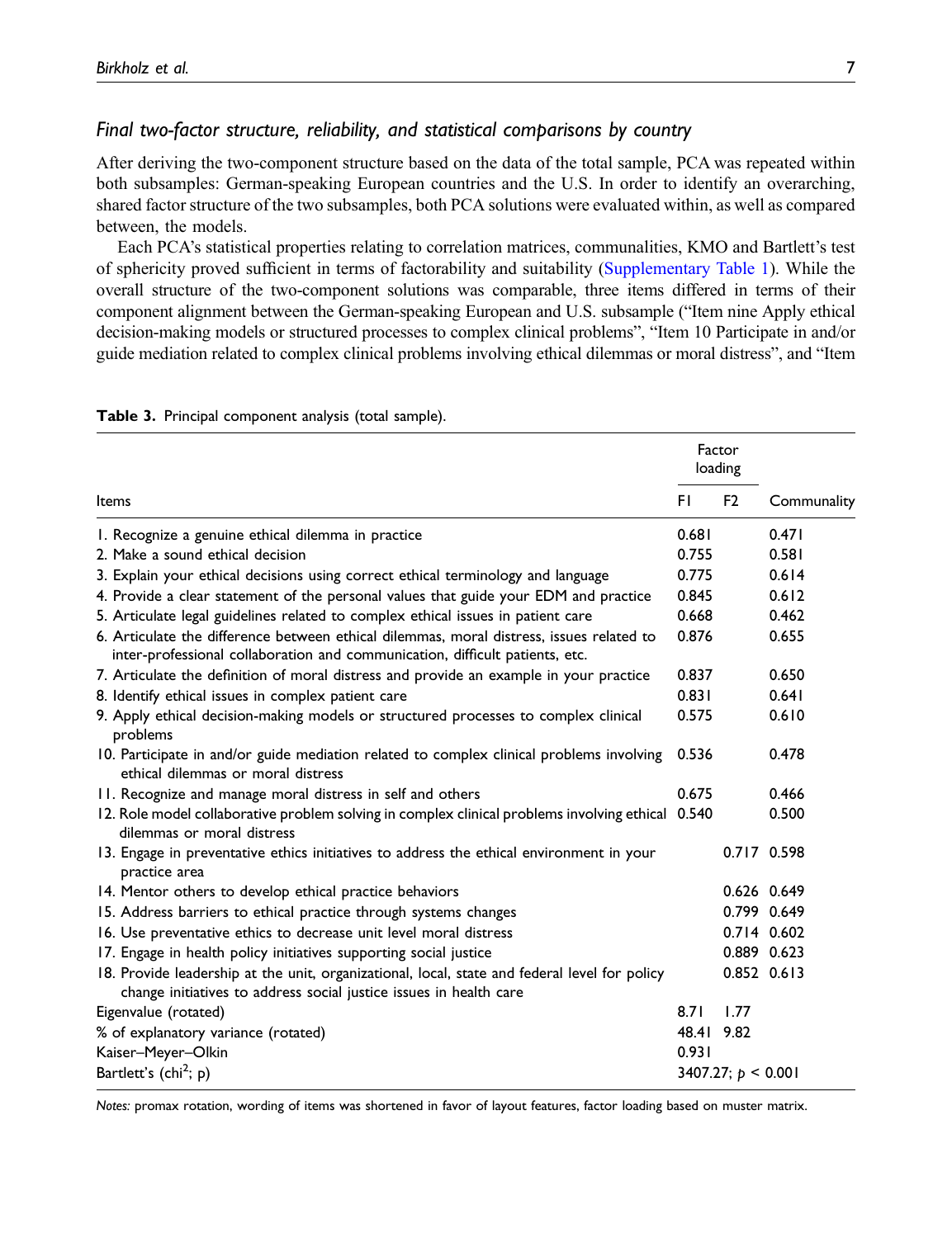### Final two-factor structure, reliability, and statistical comparisons by country

After deriving the two-component structure based on the data of the total sample, PCA was repeated within both subsamples: German-speaking European countries and the U.S. In order to identify an overarching, shared factor structure of the two subsamples, both PCA solutions were evaluated within, as well as compared between, the models.

Each PCA's statistical properties relating to correlation matrices, communalities, KMO and Bartlett's test of sphericity proved sufficient in terms of factorability and suitability (Supplementary Table 1). While the overall structure of the two-component solutions was comparable, three items differed in terms of their component alignment between the German-speaking European and U.S. subsample ("Item nine Apply ethical decision-making models or structured processes to complex clinical problems", "Item 10 Participate in and/or guide mediation related to complex clinical problems involving ethical dilemmas or moral distress", and "Item

**Table 3.** Principal component analysis (total sample).

| Items | Factor loading | | Communality |
|---|---|---|---|
| | F1 | F2 | |
| 1. Recognize a genuine ethical dilemma in practice | 0.681 | | 0.471 |
| 2. Make a sound ethical decision | 0.755 | | 0.581 |
| 3. Explain your ethical decisions using correct ethical terminology and language | 0.775 | | 0.614 |
| 4. Provide a clear statement of the personal values that guide your EDM and practice | 0.845 | | 0.612 |
| 5. Articulate legal guidelines related to complex ethical issues in patient care | 0.668 | | 0.462 |
| 6. Articulate the difference between ethical dilemmas, moral distress, issues related to inter-professional collaboration and communication, difficult patients, etc. | 0.876 | | 0.655 |
| 7. Articulate the definition of moral distress and provide an example in your practice | 0.837 | | 0.650 |
| 8. Identify ethical issues in complex patient care | 0.831 | | 0.641 |
| 9. Apply ethical decision-making models or structured processes to complex clinical problems | 0.575 | | 0.610 |
| 10. Participate in and/or guide mediation related to complex clinical problems involving ethical dilemmas or moral distress | 0.536 | | 0.478 |
| 11. Recognize and manage moral distress in self and others | 0.675 | | 0.466 |
| 12. Role model collaborative problem solving in complex clinical problems involving ethical dilemmas or moral distress | 0.540 | | 0.500 |
| 13. Engage in preventative ethics initiatives to address the ethical environment in your practice area | | 0.717 | 0.598 |
| 14. Mentor others to develop ethical practice behaviors | | 0.626 | 0.649 |
| 15. Address barriers to ethical practice through systems changes | | 0.799 | 0.649 |
| 16. Use preventative ethics to decrease unit level moral distress | | 0.714 | 0.602 |
| 17. Engage in health policy initiatives supporting social justice | | 0.889 | 0.623 |
| 18. Provide leadership at the unit, organizational, local, state and federal level for policy change initiatives to address social justice issues in health care | | 0.852 | 0.613 |
| Eigenvalue (rotated) | 8.71 | 1.77 | |
| % of explanatory variance (rotated) | 48.41 | 9.82 | |
| Kaiser–Meyer–Olkin | 0.931 | | |
| Bartlett's ($chi^2$; p) | 3407.27; $p < 0.001$ | | |

*Notes:* promax rotation, wording of items was shortened in favor of layout features, factor loading based on muster matrix.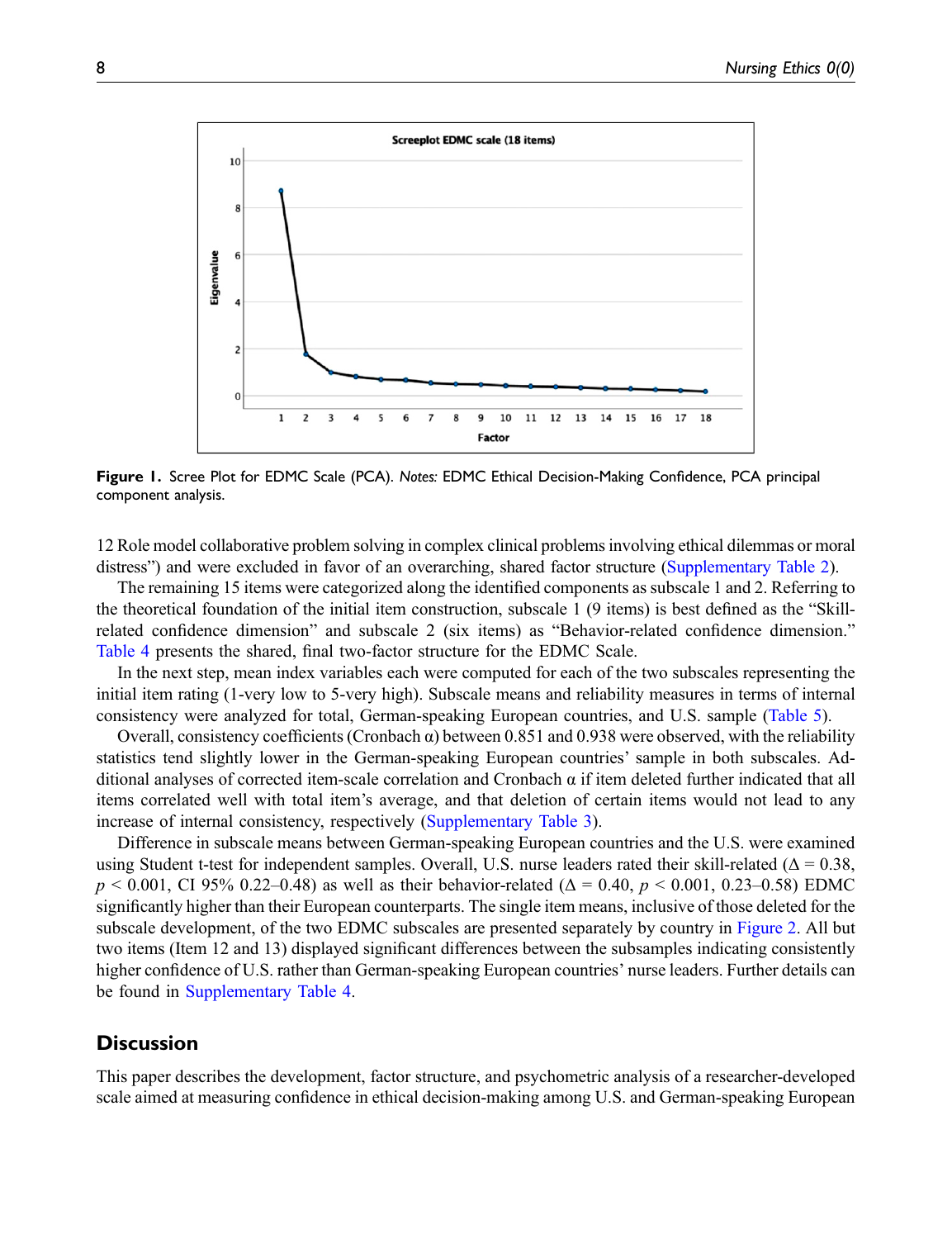Figure 1. Scree Plot for EDMC Scale (PCA). *Notes:* EDMC Ethical Decision-Making Confidence, PCA principal component analysis.

12 Role model collaborative problem solving in complex clinical problems involving ethical dilemmas or moral distress") and were excluded in favor of an overarching, shared factor structure (Supplementary Table 2).

The remaining 15 items were categorized along the identified components as subscale 1 and 2. Referring to the theoretical foundation of the initial item construction, subscale 1 (9 items) is best defined as the "Skill-related confidence dimension" and subscale 2 (six items) as "Behavior-related confidence dimension." Table 4 presents the shared, final two-factor structure for the EDMC Scale.

In the next step, mean index variables each were computed for each of the two subscales representing the initial item rating (1-very low to 5-very high). Subscale means and reliability measures in terms of internal consistency were analyzed for total, German-speaking European countries, and U.S. sample (Table 5).

Overall, consistency coefficients (Cronbach α) between 0.851 and 0.938 were observed, with the reliability statistics tend slightly lower in the German-speaking European countries' sample in both subscales. Additional analyses of corrected item-scale correlation and Cronbach α if item deleted further indicated that all items correlated well with total item's average, and that deletion of certain items would not lead to any increase of internal consistency, respectively (Supplementary Table 3).

Difference in subscale means between German-speaking European countries and the U.S. were examined using Student t-test for independent samples. Overall, U.S. nurse leaders rated their skill-related ($\Delta$ = 0.38, $p$ < 0.001, CI 95% 0.22–0.48) as well as their behavior-related ($\Delta$ = 0.40, $p$ < 0.001, 0.23–0.58) EDMC significantly higher than their European counterparts. The single item means, inclusive of those deleted for the subscale development, of the two EDMC subscales are presented separately by country in Figure 2. All but two items (Item 12 and 13) displayed significant differences between the subsamples indicating consistently higher confidence of U.S. rather than German-speaking European countries' nurse leaders. Further details can be found in Supplementary Table 4.

## Discussion

This paper describes the development, factor structure, and psychometric analysis of a researcher-developed scale aimed at measuring confidence in ethical decision-making among U.S. and German-speaking European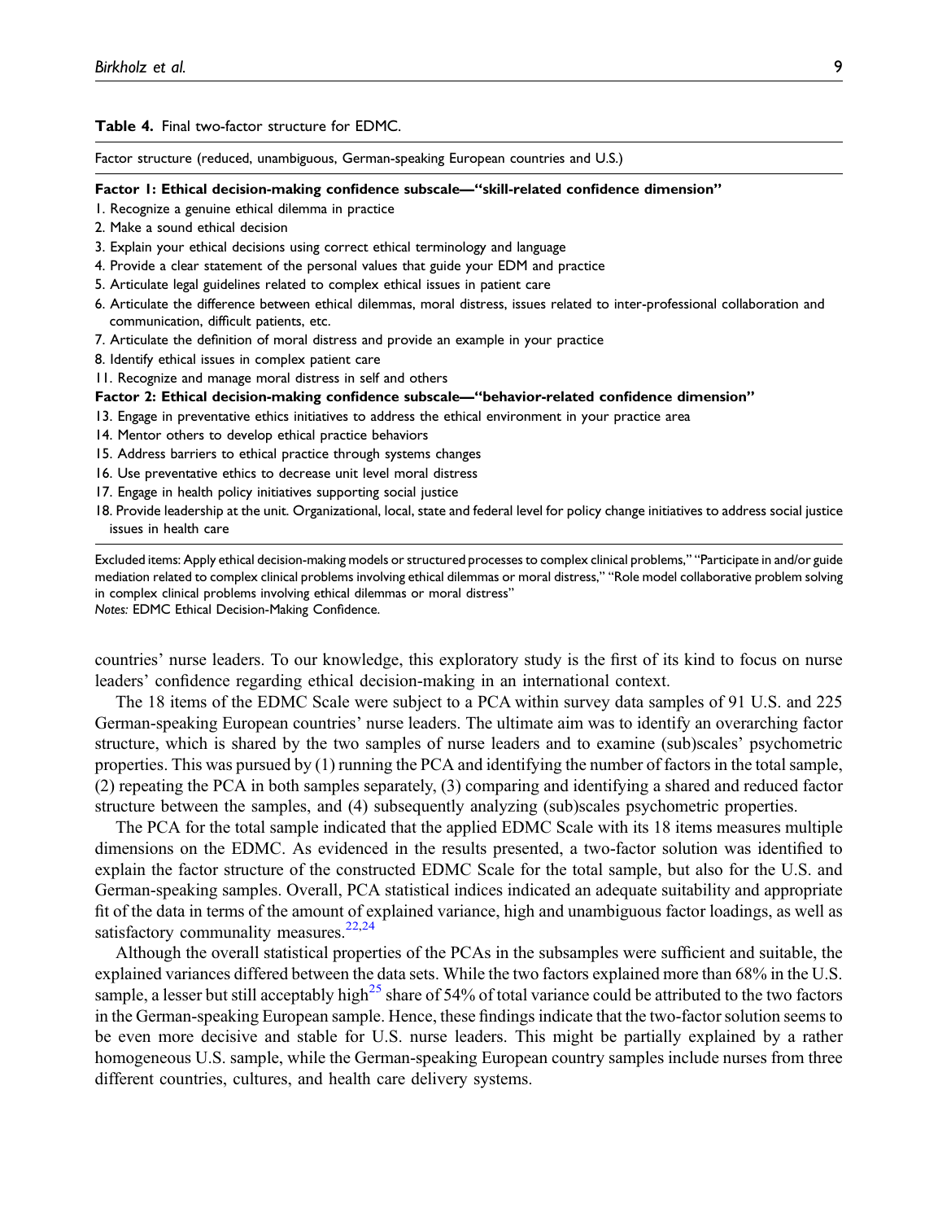**Table 4.** Final two-factor structure for EDMC.

| Factor structure (reduced, unambiguous, German-speaking European countries and U.S.) |
|---|
| **Factor 1: Ethical decision-making confidence subscale—"skill-related confidence dimension"** |
| 1. Recognize a genuine ethical dilemma in practice |
| 2. Make a sound ethical decision |
| 3. Explain your ethical decisions using correct ethical terminology and language |
| 4. Provide a clear statement of the personal values that guide your EDM and practice |
| 5. Articulate legal guidelines related to complex ethical issues in patient care |
| 6. Articulate the difference between ethical dilemmas, moral distress, issues related to inter-professional collaboration and communication, difficult patients, etc. |
| 7. Articulate the definition of moral distress and provide an example in your practice |
| 8. Identify ethical issues in complex patient care |
| 11. Recognize and manage moral distress in self and others |
| **Factor 2: Ethical decision-making confidence subscale—"behavior-related confidence dimension"** |
| 13. Engage in preventative ethics initiatives to address the ethical environment in your practice area |
| 14. Mentor others to develop ethical practice behaviors |
| 15. Address barriers to ethical practice through systems changes |
| 16. Use preventative ethics to decrease unit level moral distress |
| 17. Engage in health policy initiatives supporting social justice |
| 18. Provide leadership at the unit. Organizational, local, state and federal level for policy change initiatives to address social justice issues in health care |

Excluded items: Apply ethical decision-making models or structured processes to complex clinical problems," "Participate in and/or guide mediation related to complex clinical problems involving ethical dilemmas or moral distress," "Role model collaborative problem solving in complex clinical problems involving ethical dilemmas or moral distress"

*Notes:* EDMC Ethical Decision-Making Confidence.

countries' nurse leaders. To our knowledge, this exploratory study is the first of its kind to focus on nurse leaders' confidence regarding ethical decision-making in an international context.

The 18 items of the EDMC Scale were subject to a PCA within survey data samples of 91 U.S. and 225 German-speaking European countries' nurse leaders. The ultimate aim was to identify an overarching factor structure, which is shared by the two samples of nurse leaders and to examine (sub)scales' psychometric properties. This was pursued by (1) running the PCA and identifying the number of factors in the total sample, (2) repeating the PCA in both samples separately, (3) comparing and identifying a shared and reduced factor structure between the samples, and (4) subsequently analyzing (sub)scales psychometric properties.

The PCA for the total sample indicated that the applied EDMC Scale with its 18 items measures multiple dimensions on the EDMC. As evidenced in the results presented, a two-factor solution was identified to explain the factor structure of the constructed EDMC Scale for the total sample, but also for the U.S. and German-speaking samples. Overall, PCA statistical indices indicated an adequate suitability and appropriate fit of the data in terms of the amount of explained variance, high and unambiguous factor loadings, as well as satisfactory communality measures.[22,24]

Although the overall statistical properties of the PCAs in the subsamples were sufficient and suitable, the explained variances differed between the data sets. While the two factors explained more than 68% in the U.S. sample, a lesser but still acceptably high[25] share of 54% of total variance could be attributed to the two factors in the German-speaking European sample. Hence, these findings indicate that the two-factor solution seems to be even more decisive and stable for U.S. nurse leaders. This might be partially explained by a rather homogeneous U.S. sample, while the German-speaking European country samples include nurses from three different countries, cultures, and health care delivery systems.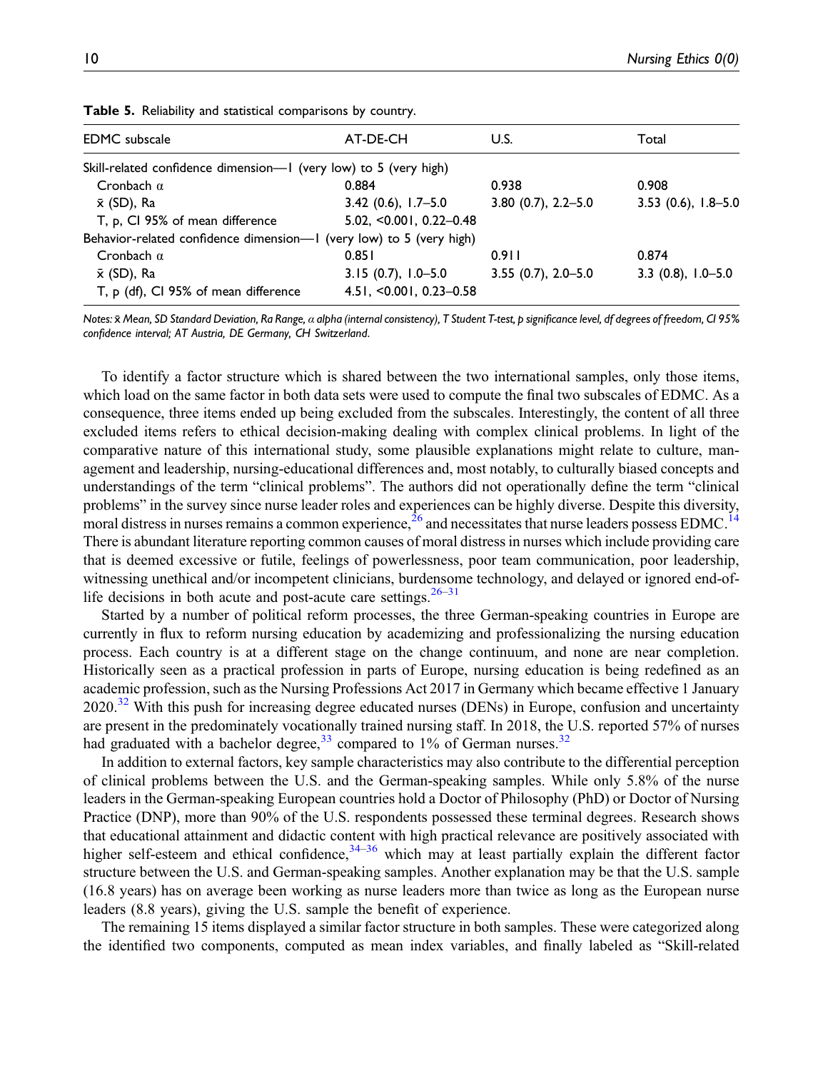**Table 5.** Reliability and statistical comparisons by country.

| EDMC subscale | AT-DE-CH | U.S. | Total |
|---|---|---|---|
| Skill-related confidence dimension—1 (very low) to 5 (very high) | | | |
| Cronbach α | 0.884 | 0.938 | 0.908 |
| x̄ (SD), Ra | 3.42 (0.6), 1.7–5.0 | 3.80 (0.7), 2.2–5.0 | 3.53 (0.6), 1.8–5.0 |
| T, p, CI 95% of mean difference | 5.02, <0.001, 0.22–0.48 | | |
| Behavior-related confidence dimension—1 (very low) to 5 (very high) | | | |
| Cronbach α | 0.851 | 0.911 | 0.874 |
| x̄ (SD), Ra | 3.15 (0.7), 1.0–5.0 | 3.55 (0.7), 2.0–5.0 | 3.3 (0.8), 1.0–5.0 |
| T, p (df), CI 95% of mean difference | 4.51, <0.001, 0.23–0.58 | | |

*Notes: x̄ Mean, SD Standard Deviation, Ra Range, α alpha (internal consistency), T Student T-test, p significance level, df degrees of freedom, CI 95% confidence interval; AT Austria, DE Germany, CH Switzerland.*

To identify a factor structure which is shared between the two international samples, only those items, which load on the same factor in both data sets were used to compute the final two subscales of EDMC. As a consequence, three items ended up being excluded from the subscales. Interestingly, the content of all three excluded items refers to ethical decision-making dealing with complex clinical problems. In light of the comparative nature of this international study, some plausible explanations might relate to culture, management and leadership, nursing-educational differences and, most notably, to culturally biased concepts and understandings of the term "clinical problems". The authors did not operationally define the term "clinical problems" in the survey since nurse leader roles and experiences can be highly diverse. Despite this diversity, moral distress in nurses remains a common experience,[26] and necessitates that nurse leaders possess EDMC.[14] There is abundant literature reporting common causes of moral distress in nurses which include providing care that is deemed excessive or futile, feelings of powerlessness, poor team communication, poor leadership, witnessing unethical and/or incompetent clinicians, burdensome technology, and delayed or ignored end-of-life decisions in both acute and post-acute care settings.[26–31]

Started by a number of political reform processes, the three German-speaking countries in Europe are currently in flux to reform nursing education by academizing and professionalizing the nursing education process. Each country is at a different stage on the change continuum, and none are near completion. Historically seen as a practical profession in parts of Europe, nursing education is being redefined as an academic profession, such as the Nursing Professions Act 2017 in Germany which became effective 1 January 2020.[32] With this push for increasing degree educated nurses (DENs) in Europe, confusion and uncertainty are present in the predominately vocationally trained nursing staff. In 2018, the U.S. reported 57% of nurses had graduated with a bachelor degree,[33] compared to 1% of German nurses.[32]

In addition to external factors, key sample characteristics may also contribute to the differential perception of clinical problems between the U.S. and the German-speaking samples. While only 5.8% of the nurse leaders in the German-speaking European countries hold a Doctor of Philosophy (PhD) or Doctor of Nursing Practice (DNP), more than 90% of the U.S. respondents possessed these terminal degrees. Research shows that educational attainment and didactic content with high practical relevance are positively associated with higher self-esteem and ethical confidence,[34–36] which may at least partially explain the different factor structure between the U.S. and German-speaking samples. Another explanation may be that the U.S. sample (16.8 years) has on average been working as nurse leaders more than twice as long as the European nurse leaders (8.8 years), giving the U.S. sample the benefit of experience.

The remaining 15 items displayed a similar factor structure in both samples. These were categorized along the identified two components, computed as mean index variables, and finally labeled as "Skill-related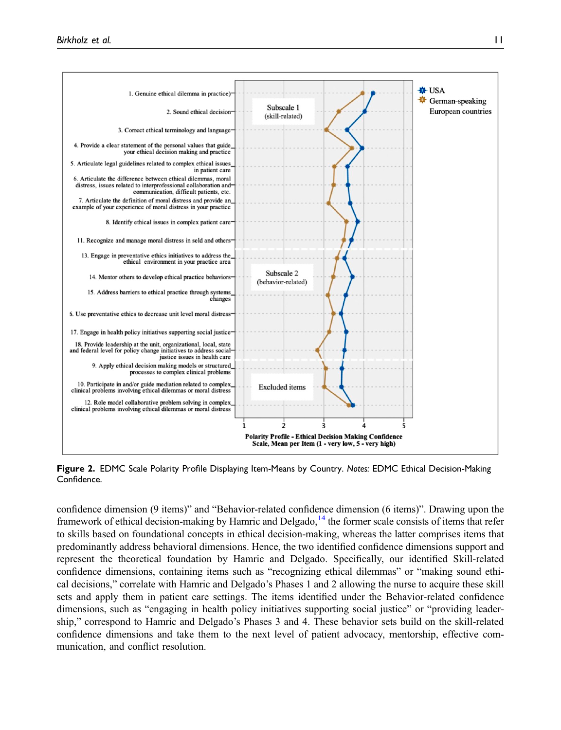**Figure 2.** EDMC Scale Polarity Profile Displaying Item-Means by Country. *Notes:* EDMC Ethical Decision-Making Confidence.

confidence dimension (9 items)" and "Behavior-related confidence dimension (6 items)". Drawing upon the framework of ethical decision-making by Hamric and Delgado,[14] the former scale consists of items that refer to skills based on foundational concepts in ethical decision-making, whereas the latter comprises items that predominantly address behavioral dimensions. Hence, the two identified confidence dimensions support and represent the theoretical foundation by Hamric and Delgado. Specifically, our identified Skill-related confidence dimensions, containing items such as "recognizing ethical dilemmas" or "making sound ethical decisions," correlate with Hamric and Delgado's Phases 1 and 2 allowing the nurse to acquire these skill sets and apply them in patient care settings. The items identified under the Behavior-related confidence dimensions, such as "engaging in health policy initiatives supporting social justice" or "providing leadership," correspond to Hamric and Delgado's Phases 3 and 4. These behavior sets build on the skill-related confidence dimensions and take them to the next level of patient advocacy, mentorship, effective communication, and conflict resolution.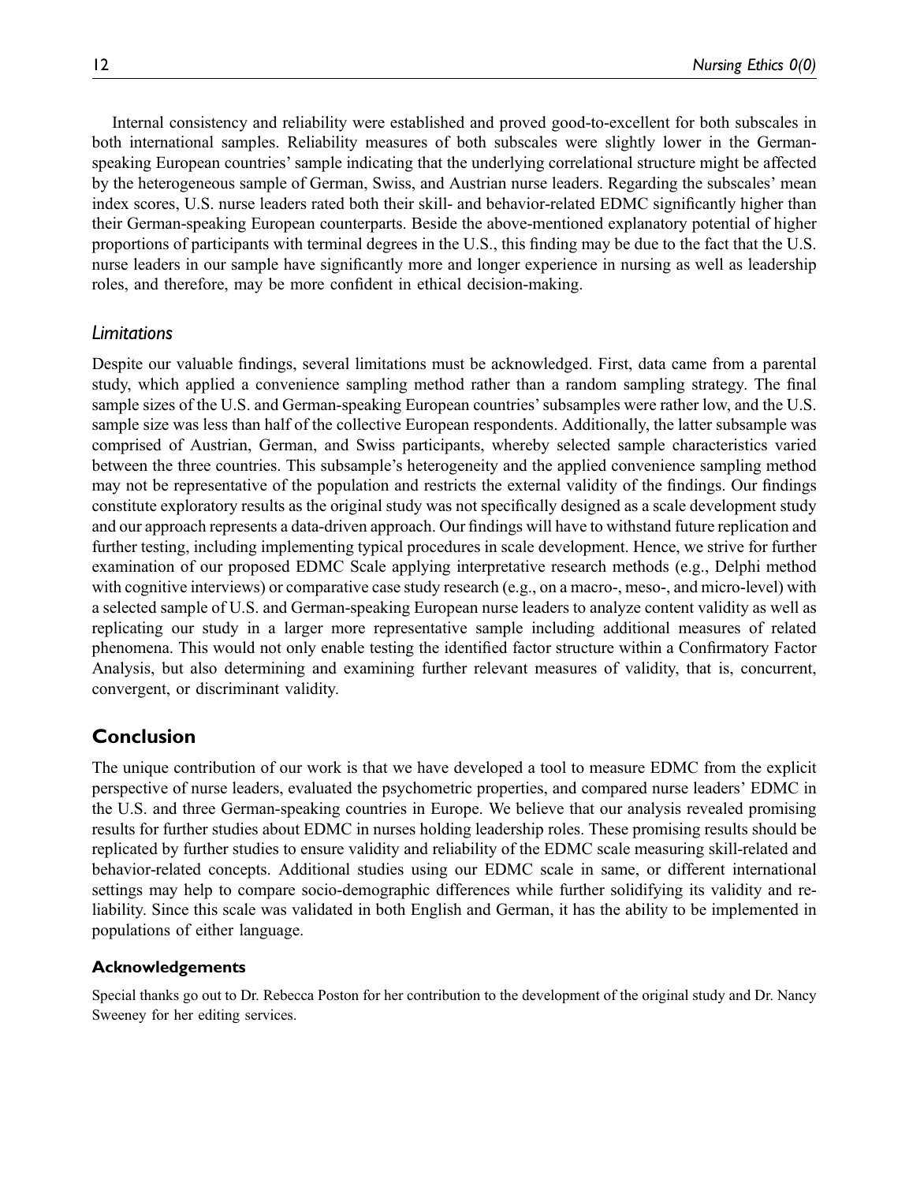Internal consistency and reliability were established and proved good-to-excellent for both subscales in both international samples. Reliability measures of both subscales were slightly lower in the German-speaking European countries' sample indicating that the underlying correlational structure might be affected by the heterogeneous sample of German, Swiss, and Austrian nurse leaders. Regarding the subscales' mean index scores, U.S. nurse leaders rated both their skill- and behavior-related EDMC significantly higher than their German-speaking European counterparts. Beside the above-mentioned explanatory potential of higher proportions of participants with terminal degrees in the U.S., this finding may be due to the fact that the U.S. nurse leaders in our sample have significantly more and longer experience in nursing as well as leadership roles, and therefore, may be more confident in ethical decision-making.

### *Limitations*

Despite our valuable findings, several limitations must be acknowledged. First, data came from a parental study, which applied a convenience sampling method rather than a random sampling strategy. The final sample sizes of the U.S. and German-speaking European countries' subsamples were rather low, and the U.S. sample size was less than half of the collective European respondents. Additionally, the latter subsample was comprised of Austrian, German, and Swiss participants, whereby selected sample characteristics varied between the three countries. This subsample's heterogeneity and the applied convenience sampling method may not be representative of the population and restricts the external validity of the findings. Our findings constitute exploratory results as the original study was not specifically designed as a scale development study and our approach represents a data-driven approach. Our findings will have to withstand future replication and further testing, including implementing typical procedures in scale development. Hence, we strive for further examination of our proposed EDMC Scale applying interpretative research methods (e.g., Delphi method with cognitive interviews) or comparative case study research (e.g., on a macro-, meso-, and micro-level) with a selected sample of U.S. and German-speaking European nurse leaders to analyze content validity as well as replicating our study in a larger more representative sample including additional measures of related phenomena. This would not only enable testing the identified factor structure within a Confirmatory Factor Analysis, but also determining and examining further relevant measures of validity, that is, concurrent, convergent, or discriminant validity.

## Conclusion

The unique contribution of our work is that we have developed a tool to measure EDMC from the explicit perspective of nurse leaders, evaluated the psychometric properties, and compared nurse leaders' EDMC in the U.S. and three German-speaking countries in Europe. We believe that our analysis revealed promising results for further studies about EDMC in nurses holding leadership roles. These promising results should be replicated by further studies to ensure validity and reliability of the EDMC scale measuring skill-related and behavior-related concepts. Additional studies using our EDMC scale in same, or different international settings may help to compare socio-demographic differences while further solidifying its validity and reliability. Since this scale was validated in both English and German, it has the ability to be implemented in populations of either language.

### Acknowledgements

Special thanks go out to Dr. Rebecca Poston for her contribution to the development of the original study and Dr. Nancy Sweeney for her editing services.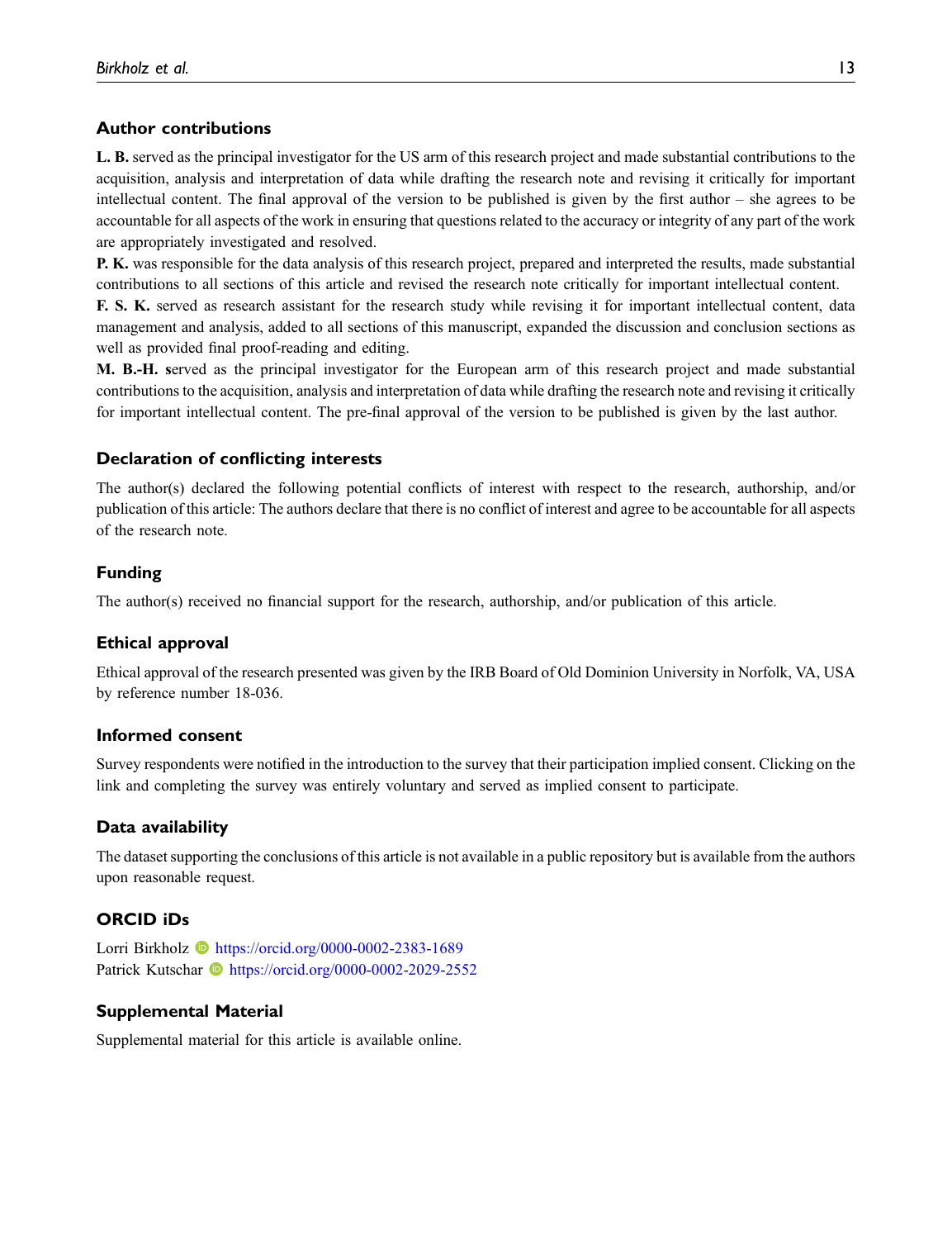## Author contributions

**L. B.** served as the principal investigator for the US arm of this research project and made substantial contributions to the acquisition, analysis and interpretation of data while drafting the research note and revising it critically for important intellectual content. The final approval of the version to be published is given by the first author – she agrees to be accountable for all aspects of the work in ensuring that questions related to the accuracy or integrity of any part of the work are appropriately investigated and resolved.

**P. K.** was responsible for the data analysis of this research project, prepared and interpreted the results, made substantial contributions to all sections of this article and revised the research note critically for important intellectual content.

**F. S. K.** served as research assistant for the research study while revising it for important intellectual content, data management and analysis, added to all sections of this manuscript, expanded the discussion and conclusion sections as well as provided final proof-reading and editing.

**M. B.-H. s**erved as the principal investigator for the European arm of this research project and made substantial contributions to the acquisition, analysis and interpretation of data while drafting the research note and revising it critically for important intellectual content. The pre-final approval of the version to be published is given by the last author.

## Declaration of conflicting interests

The author(s) declared the following potential conflicts of interest with respect to the research, authorship, and/or publication of this article: The authors declare that there is no conflict of interest and agree to be accountable for all aspects of the research note.

## Funding

The author(s) received no financial support for the research, authorship, and/or publication of this article.

## Ethical approval

Ethical approval of the research presented was given by the IRB Board of Old Dominion University in Norfolk, VA, USA by reference number 18-036.

## Informed consent

Survey respondents were notified in the introduction to the survey that their participation implied consent. Clicking on the link and completing the survey was entirely voluntary and served as implied consent to participate.

## Data availability

The dataset supporting the conclusions of this article is not available in a public repository but is available from the authors upon reasonable request.

## ORCID iDs

Lorri Birkholz https://orcid.org/0000-0002-2383-1689
Patrick Kutschar https://orcid.org/0000-0002-2029-2552

## Supplemental Material

Supplemental material for this article is available online.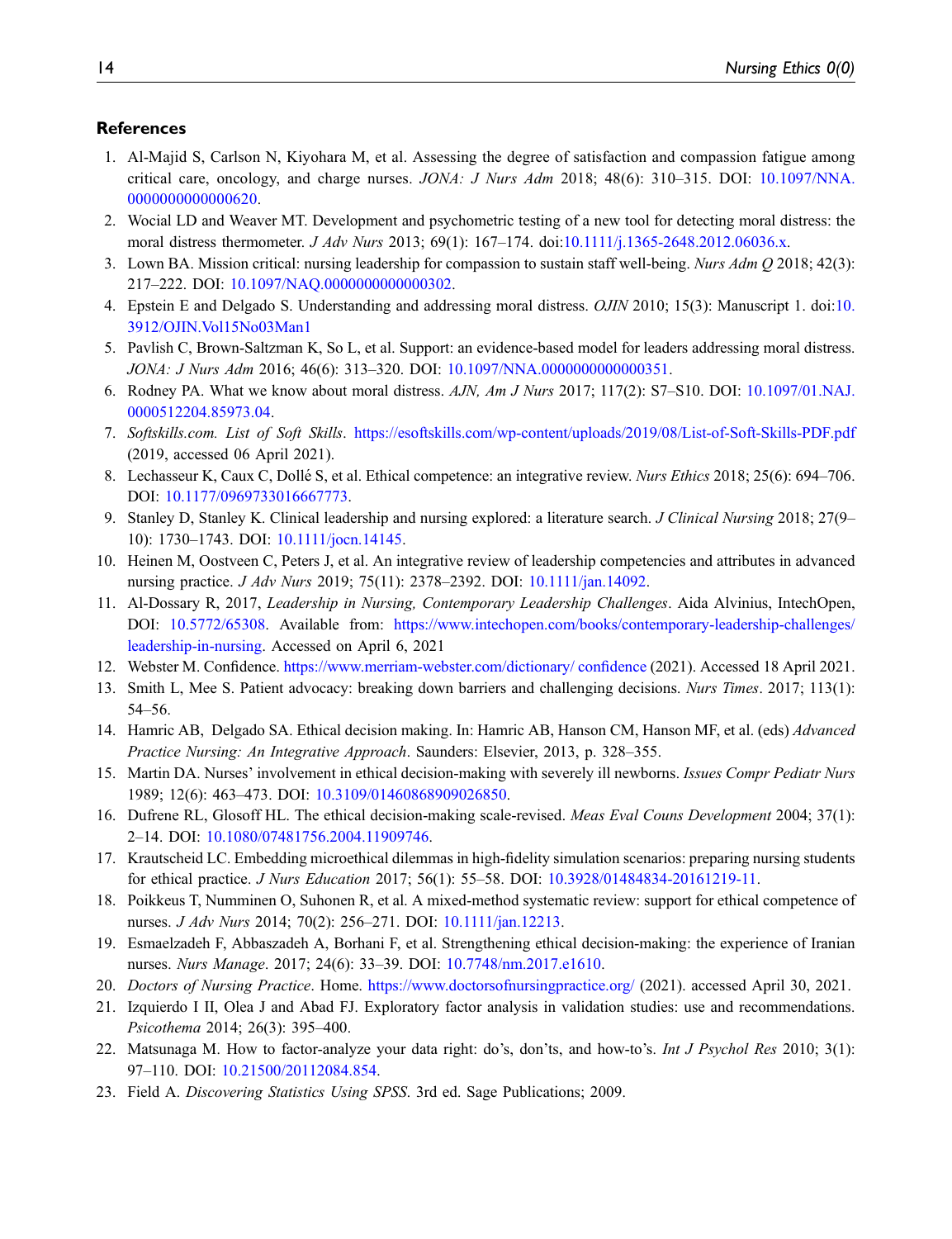## References

1. Al-Majid S, Carlson N, Kiyohara M, et al. Assessing the degree of satisfaction and compassion fatigue among critical care, oncology, and charge nurses. *JONA: J Nurs Adm* 2018; 48(6): 310–315. DOI: 10.1097/NNA.0000000000000620.
2. Wocial LD and Weaver MT. Development and psychometric testing of a new tool for detecting moral distress: the moral distress thermometer. *J Adv Nurs* 2013; 69(1): 167–174. doi:10.1111/j.1365-2648.2012.06036.x.
3. Lown BA. Mission critical: nursing leadership for compassion to sustain staff well-being. *Nurs Adm Q* 2018; 42(3): 217–222. DOI: 10.1097/NAQ.0000000000000302.
4. Epstein E and Delgado S. Understanding and addressing moral distress. *OJIN* 2010; 15(3): Manuscript 1. doi:10.3912/OJIN.Vol15No03Man1
5. Pavlish C, Brown-Saltzman K, So L, et al. Support: an evidence-based model for leaders addressing moral distress. *JONA: J Nurs Adm* 2016; 46(6): 313–320. DOI: 10.1097/NNA.0000000000000351.
6. Rodney PA. What we know about moral distress. *AJN, Am J Nurs* 2017; 117(2): S7–S10. DOI: 10.1097/01.NAJ.0000512204.85973.04.
7. *Softskills.com. List of Soft Skills*. https://esoftskills.com/wp-content/uploads/2019/08/List-of-Soft-Skills-PDF.pdf (2019, accessed 06 April 2021).
8. Lechasseur K, Caux C, Dollé S, et al. Ethical competence: an integrative review. *Nurs Ethics* 2018; 25(6): 694–706. DOI: 10.1177/0969733016667773.
9. Stanley D, Stanley K. Clinical leadership and nursing explored: a literature search. *J Clinical Nursing* 2018; 27(9–10): 1730–1743. DOI: 10.1111/jocn.14145.
10. Heinen M, Oostveen C, Peters J, et al. An integrative review of leadership competencies and attributes in advanced nursing practice. *J Adv Nurs* 2019; 75(11): 2378–2392. DOI: 10.1111/jan.14092.
11. Al-Dossary R, 2017, *Leadership in Nursing, Contemporary Leadership Challenges*. Aida Alvinius, IntechOpen, DOI: 10.5772/65308. Available from: https://www.intechopen.com/books/contemporary-leadership-challenges/leadership-in-nursing. Accessed on April 6, 2021
12. Webster M. Confidence. https://www.merriam-webster.com/dictionary/ confidence (2021). Accessed 18 April 2021.
13. Smith L, Mee S. Patient advocacy: breaking down barriers and challenging decisions. *Nurs Times*. 2017; 113(1): 54–56.
14. Hamric AB, Delgado SA. Ethical decision making. In: Hamric AB, Hanson CM, Hanson MF, et al. (eds) *Advanced Practice Nursing: An Integrative Approach*. Saunders: Elsevier, 2013, p. 328–355.
15. Martin DA. Nurses' involvement in ethical decision-making with severely ill newborns. *Issues Compr Pediatr Nurs* 1989; 12(6): 463–473. DOI: 10.3109/01460868909026850.
16. Dufrene RL, Glosoff HL. The ethical decision-making scale-revised. *Meas Eval Couns Development* 2004; 37(1): 2–14. DOI: 10.1080/07481756.2004.11909746.
17. Krautscheid LC. Embedding microethical dilemmas in high-fidelity simulation scenarios: preparing nursing students for ethical practice. *J Nurs Education* 2017; 56(1): 55–58. DOI: 10.3928/01484834-20161219-11.
18. Poikkeus T, Numminen O, Suhonen R, et al. A mixed-method systematic review: support for ethical competence of nurses. *J Adv Nurs* 2014; 70(2): 256–271. DOI: 10.1111/jan.12213.
19. Esmaelzadeh F, Abbaszadeh A, Borhani F, et al. Strengthening ethical decision-making: the experience of Iranian nurses. *Nurs Manage*. 2017; 24(6): 33–39. DOI: 10.7748/nm.2017.e1610.
20. *Doctors of Nursing Practice*. Home. https://www.doctorsofnursingpractice.org/ (2021). accessed April 30, 2021.
21. Izquierdo I II, Olea J and Abad FJ. Exploratory factor analysis in validation studies: use and recommendations. *Psicothema* 2014; 26(3): 395–400.
22. Matsunaga M. How to factor-analyze your data right: do's, don'ts, and how-to's. *Int J Psychol Res* 2010; 3(1): 97–110. DOI: 10.21500/20112084.854.
23. Field A. *Discovering Statistics Using SPSS*. 3rd ed. Sage Publications; 2009.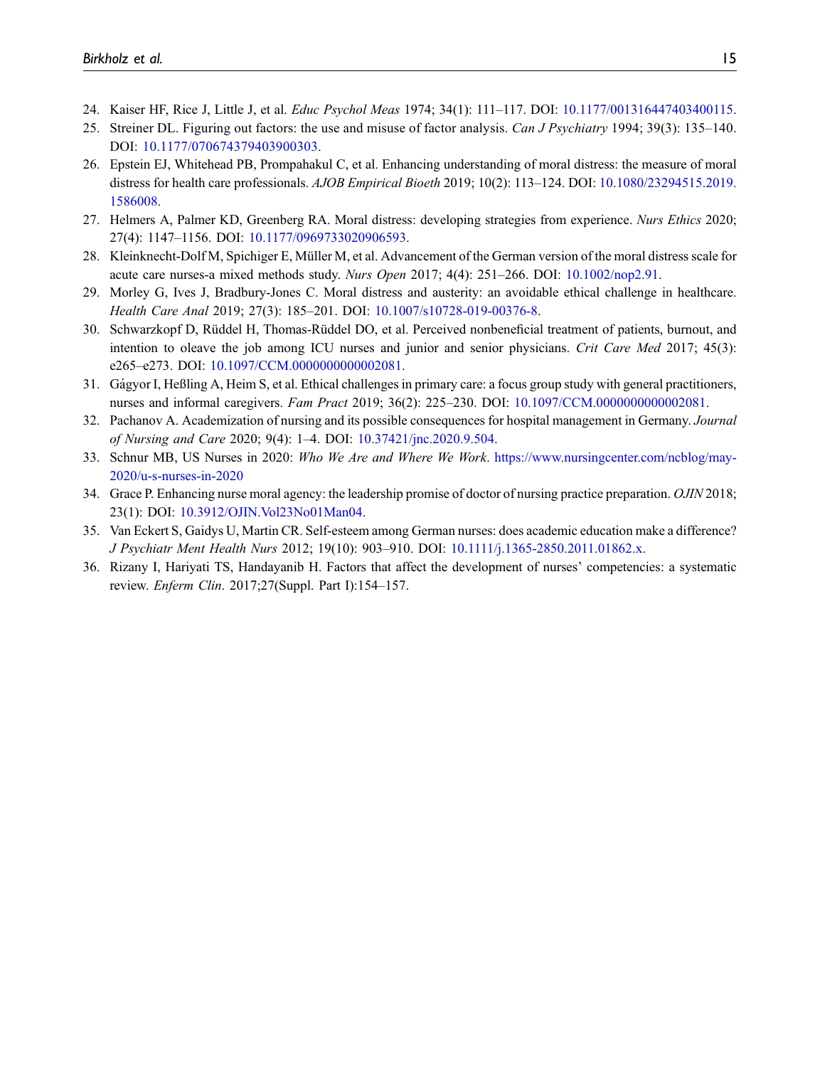24. Kaiser HF, Rice J, Little J, et al. *Educ Psychol Meas* 1974; 34(1): 111–117. DOI: 10.1177/001316447403400115.
25. Streiner DL. Figuring out factors: the use and misuse of factor analysis. *Can J Psychiatry* 1994; 39(3): 135–140. DOI: 10.1177/070674379403900303.
26. Epstein EJ, Whitehead PB, Prompahakul C, et al. Enhancing understanding of moral distress: the measure of moral distress for health care professionals. *AJOB Empirical Bioeth* 2019; 10(2): 113–124. DOI: 10.1080/23294515.2019.1586008.
27. Helmers A, Palmer KD, Greenberg RA. Moral distress: developing strategies from experience. *Nurs Ethics* 2020; 27(4): 1147–1156. DOI: 10.1177/0969733020906593.
28. Kleinknecht-Dolf M, Spichiger E, Müller M, et al. Advancement of the German version of the moral distress scale for acute care nurses-a mixed methods study. *Nurs Open* 2017; 4(4): 251–266. DOI: 10.1002/nop2.91.
29. Morley G, Ives J, Bradbury-Jones C. Moral distress and austerity: an avoidable ethical challenge in healthcare. *Health Care Anal* 2019; 27(3): 185–201. DOI: 10.1007/s10728-019-00376-8.
30. Schwarzkopf D, Rüddel H, Thomas-Rüddel DO, et al. Perceived nonbeneficial treatment of patients, burnout, and intention to oleave the job among ICU nurses and junior and senior physicians. *Crit Care Med* 2017; 45(3): e265–e273. DOI: 10.1097/CCM.0000000000002081.
31. Gágyor I, Heßling A, Heim S, et al. Ethical challenges in primary care: a focus group study with general practitioners, nurses and informal caregivers. *Fam Pract* 2019; 36(2): 225–230. DOI: 10.1097/CCM.0000000000002081.
32. Pachanov A. Academization of nursing and its possible consequences for hospital management in Germany. *Journal of Nursing and Care* 2020; 9(4): 1–4. DOI: 10.37421/jnc.2020.9.504.
33. Schnur MB, US Nurses in 2020: *Who We Are and Where We Work*. https://www.nursingcenter.com/ncblog/may-2020/u-s-nurses-in-2020
34. Grace P. Enhancing nurse moral agency: the leadership promise of doctor of nursing practice preparation. *OJIN* 2018; 23(1): DOI: 10.3912/OJIN.Vol23No01Man04.
35. Van Eckert S, Gaidys U, Martin CR. Self-esteem among German nurses: does academic education make a difference? *J Psychiatr Ment Health Nurs* 2012; 19(10): 903–910. DOI: 10.1111/j.1365-2850.2011.01862.x.
36. Rizany I, Hariyati TS, Handayanib H. Factors that affect the development of nurses' competencies: a systematic review. *Enferm Clin*. 2017;27(Suppl. Part I):154–157.